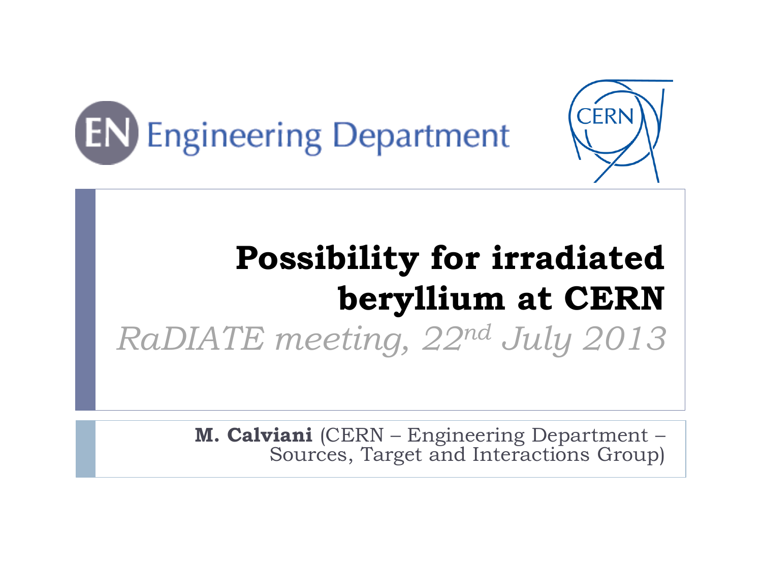EN Engineering Department

CERN

# Possibility for irradiated beryllium at CERN

*RaDIATE meeting, 22nd July 2013*

**M. Calviani** (CERN – Engineering Department – Sources, Target and Interactions Group)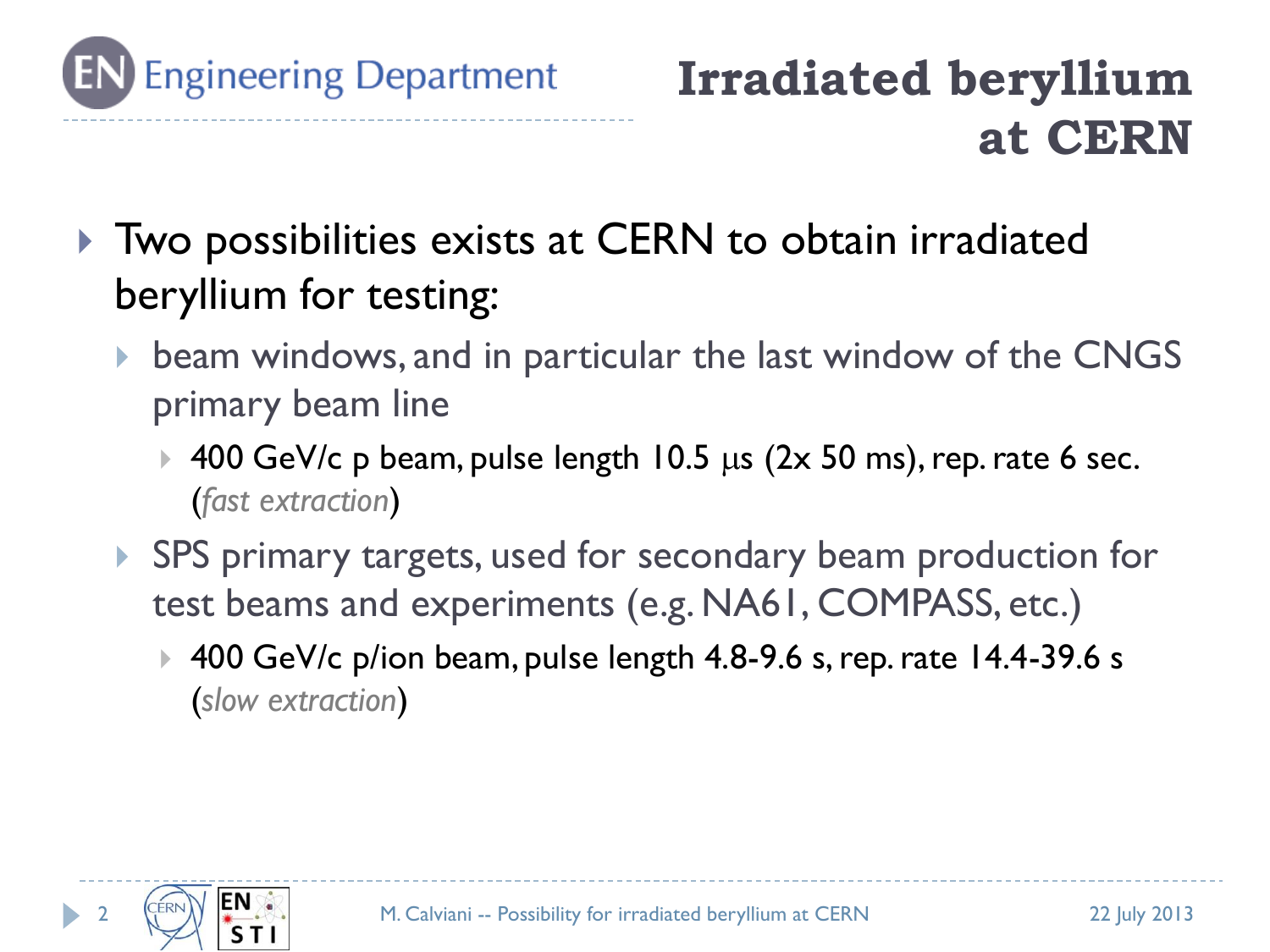# Irradiated beryllium at CERN

- Two possibilities exists at CERN to obtain irradiated beryllium for testing:
  - beam windows, and in particular the last window of the CNGS primary beam line
    - 400 GeV/c p beam, pulse length 10.5 μs (2x 50 ms), rep. rate 6 sec. (*fast extraction*)
  - SPS primary targets, used for secondary beam production for test beams and experiments (e.g. NA61, COMPASS, etc.)
    - 400 GeV/c p/ion beam, pulse length 4.8-9.6 s, rep. rate 14.4-39.6 s (*slow extraction*)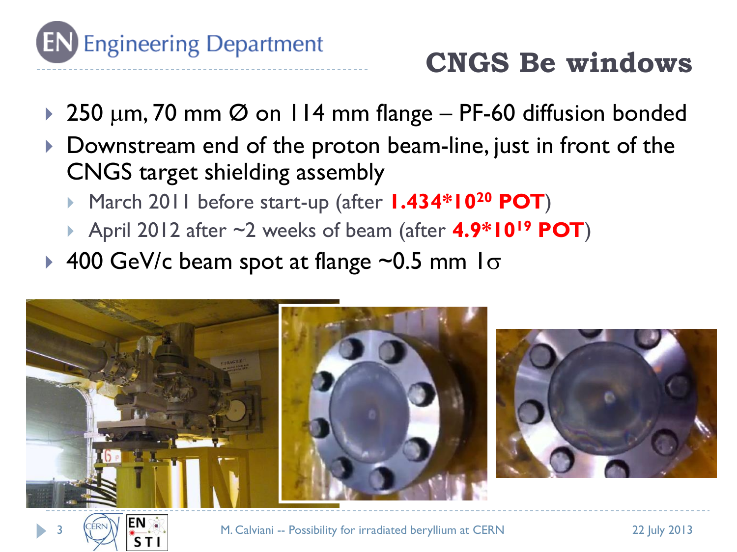# CNGS Be windows

- 250 $\mu$m, 70 mm Ø on 114 mm flange – PF-60 diffusion bonded
- Downstream end of the proton beam-line, just in front of the CNGS target shielding assembly
  - March 2011 before start-up (after **$1.434 \times 10^{20}$ POT**)
  - April 2012 after ~2 weeks of beam (after **$4.9 \times 10^{19}$ POT**)
- 400 GeV/c beam spot at flange ~0.5 mm $1\sigma$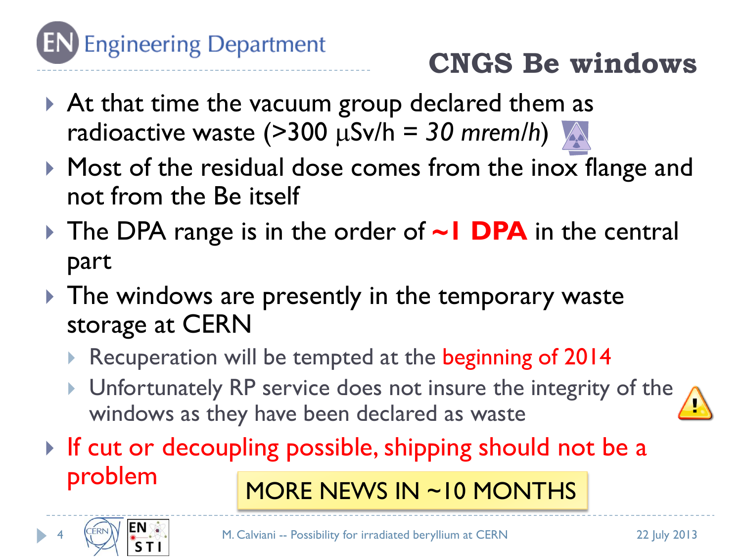# CNGS Be windows

- At that time the vacuum group declared them as radioactive waste (>300 μSv/h = *30 mrem/h*)
- Most of the residual dose comes from the inox flange and not from the Be itself
- The DPA range is in the order of **~1 DPA** in the central part
- The windows are presently in the temporary waste storage at CERN
  - Recuperation will be tempted at the beginning of 2014
  - Unfortunately RP service does not insure the integrity of the windows as they have been declared as waste
- If cut or decoupling possible, shipping should not be a problem

MORE NEWS IN ~10 MONTHS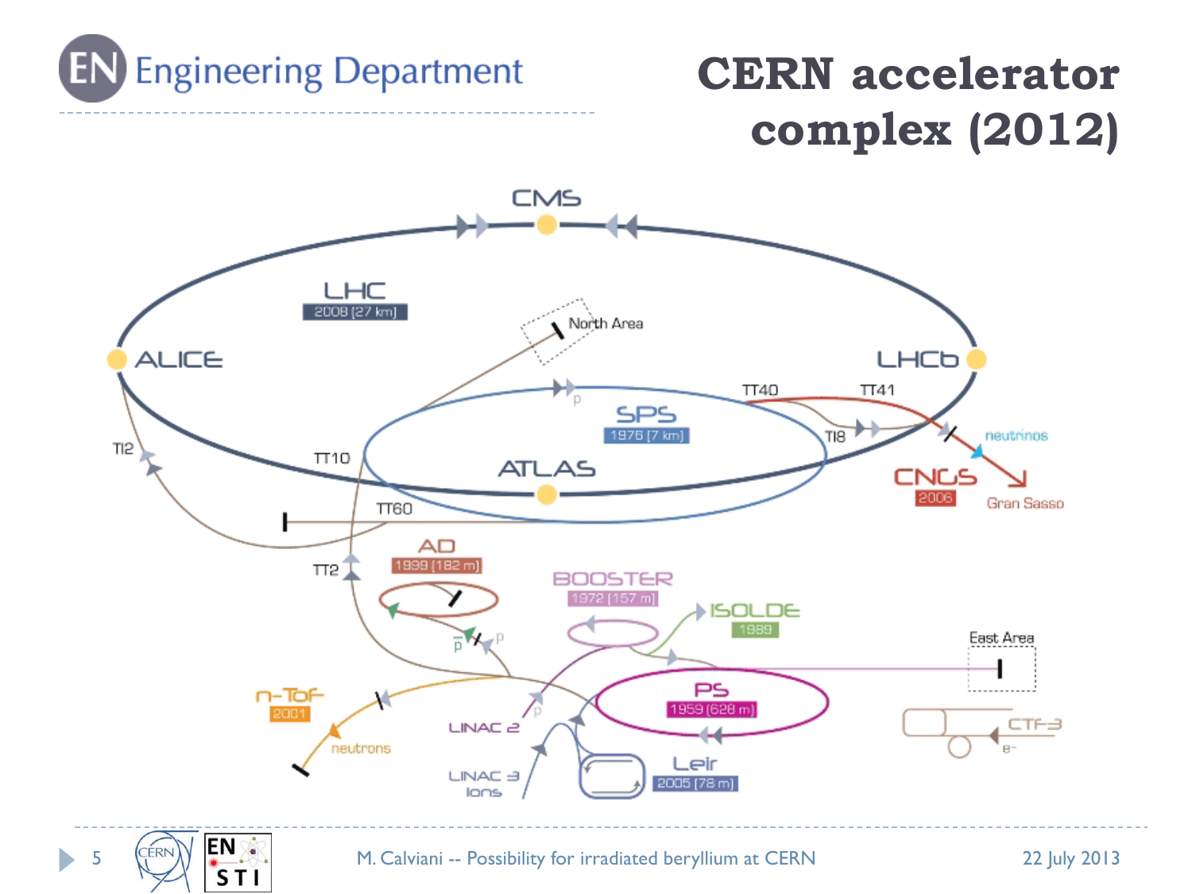# CERN accelerator complex (2012)

CMS

LHC
2008 [27 km]

ALICE

LHCb

North Area

TT40 TT41

SPS
1976 [7 km]

TI8

neutrinos

CNGS
2006

Gran Sasso

TI2

TT10

ATLAS

TT60

AD
1999 [182 m]

TT2

BOOSTER
1972 [157 m]

ISOLDE
1989

East Area

p̄ p

n-ToF
2001

neutrons

PS
1959 [628 m]

LINAC 2

LINAC 3
Ions

LEIR
2005 [78 m]

CTF3
e–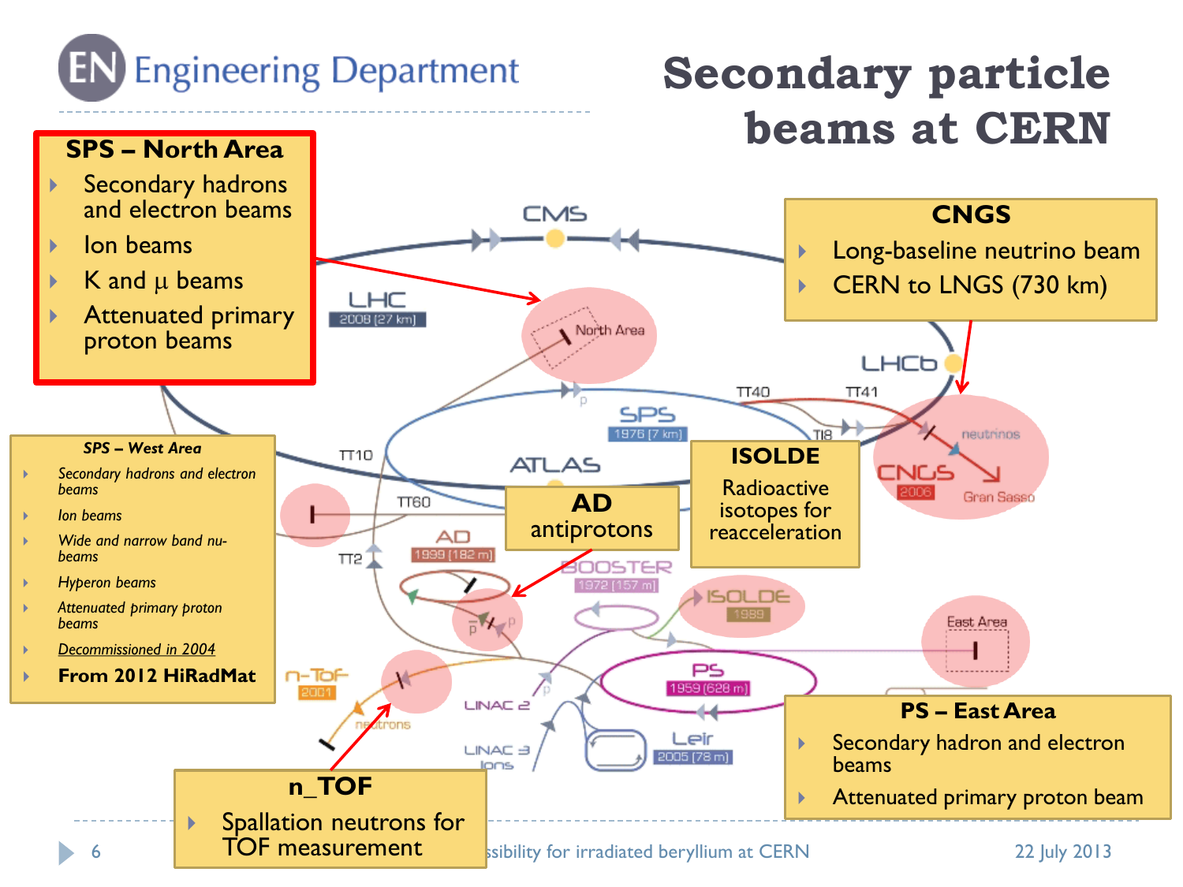# Secondary particle beams at CERN

## SPS – North Area

- Secondary hadrons and electron beams
- Ion beams
- K and μ beams
- Attenuated primary proton beams

## CNGS

- Long-baseline neutrino beam
- CERN to LNGS (730 km)

## SPS – West Area

- *Secondary hadrons and electron beams*
- *Ion beams*
- *Wide and narrow band nu-beams*
- *Hyperon beams*
- *Attenuated primary proton beams*
- *Decommissioned in 2004*
- **From 2012 HiRadMat**

## AD

antiprotons

## ISOLDE

Radioactive isotopes for reacceleration

## PS – East Area

- Secondary hadron and electron beams
- Attenuated primary proton beam

## n_TOF

- Spallation neutrons for TOF measurement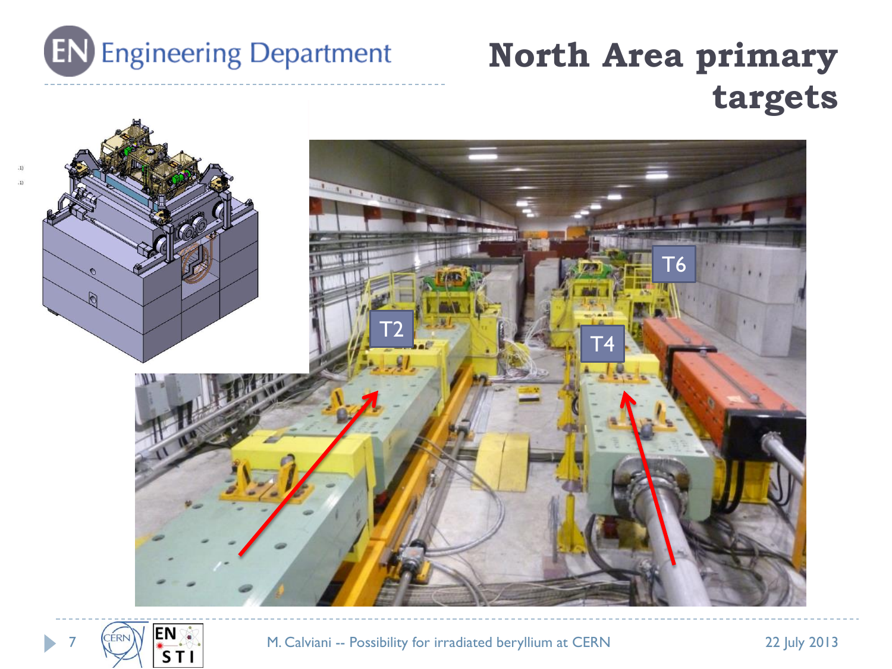# North Area primary targets

T2

T4

T6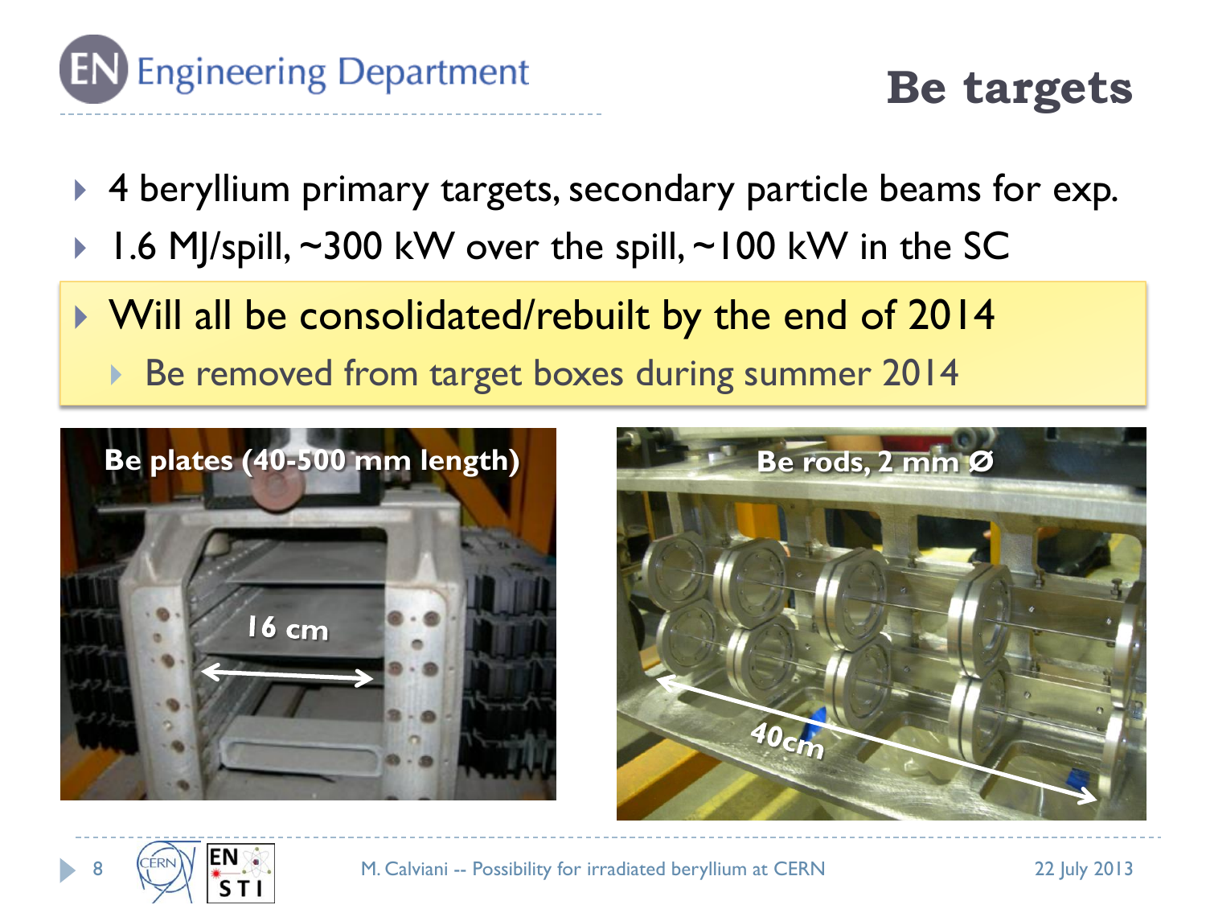# Be targets

- 4 beryllium primary targets, secondary particle beams for exp.
- 1.6 MJ/spill, ~300 kW over the spill, ~100 kW in the SC
- Will all be consolidated/rebuilt by the end of 2014
  - Be removed from target boxes during summer 2014

Be plates (40-500 mm length)

16 cm

Be rods, 2 mm Ø

40cm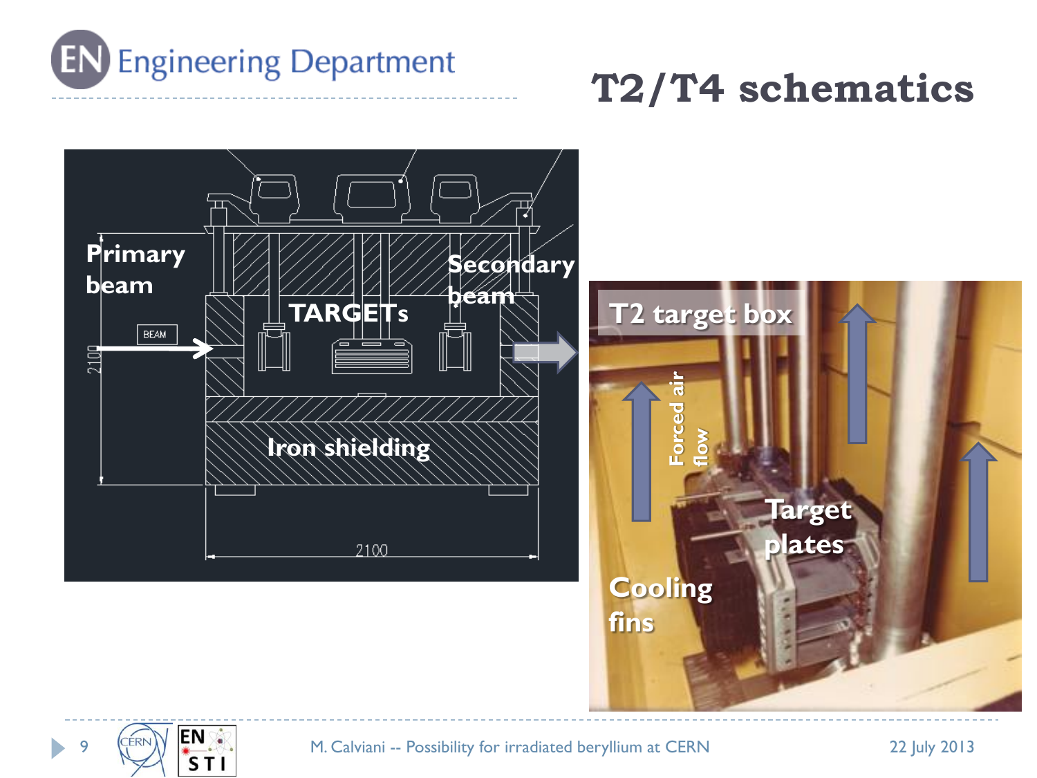# T2/T4 schematics

Primary beam

BEAM

TARGETs

Secondary beam

Iron shielding

2100

2100

T2 target box

Forced air flow

Target plates

Cooling fins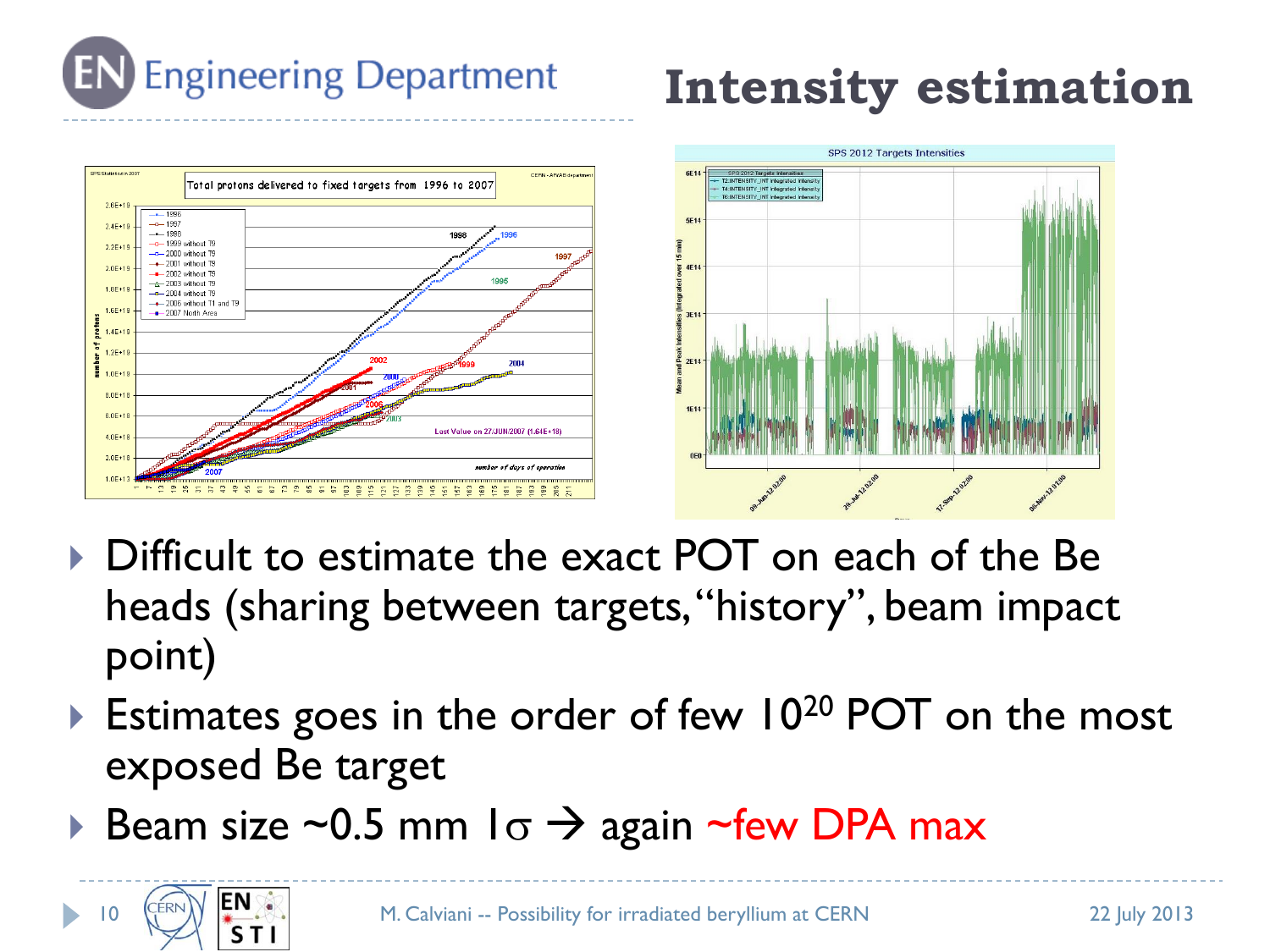# Intensity estimation

- Difficult to estimate the exact POT on each of the Be heads (sharing between targets, “history”, beam impact point)
- Estimates goes in the order of few $10^{20}$ POT on the most exposed Be target
- Beam size ~0.5 mm $1\sigma$ → again ~few DPA max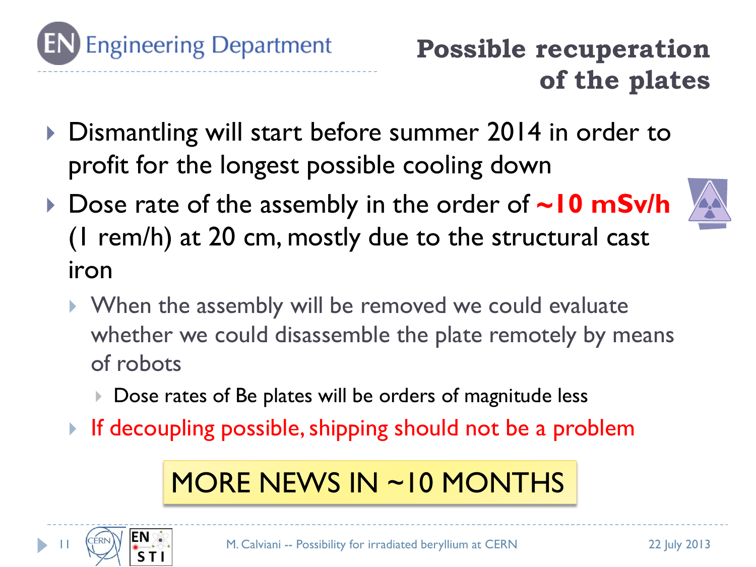# Possible recuperation of the plates

- Dismantling will start before summer 2014 in order to profit for the longest possible cooling down
- Dose rate of the assembly in the order of **~10 mSv/h** (1 rem/h) at 20 cm, mostly due to the structural cast iron
  - When the assembly will be removed we could evaluate whether we could disassemble the plate remotely by means of robots
    - Dose rates of Be plates will be orders of magnitude less
  - If decoupling possible, shipping should not be a problem

MORE NEWS IN ~10 MONTHS